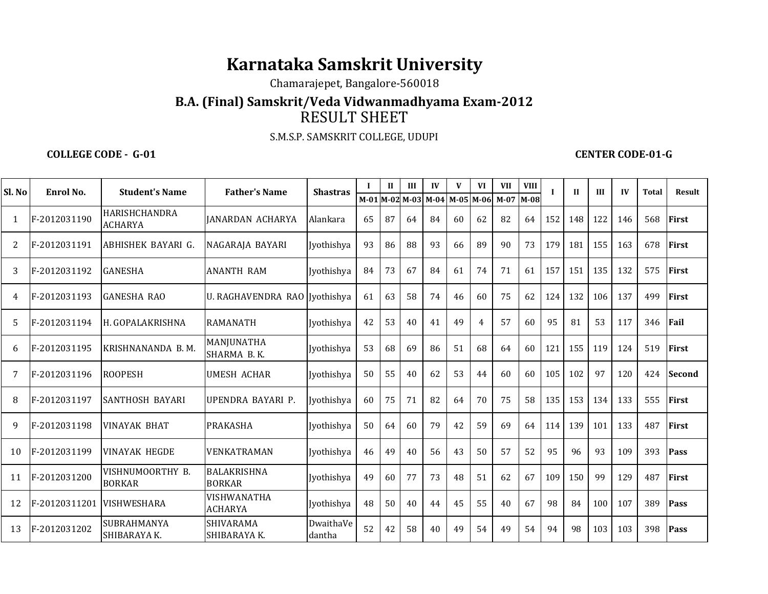# Karnataka Samskrit University

Chamarajepet, Bangalore-560018

## B.A. (Final) Samskrit/Veda Vidwanmadhyama Exam-2012

## RESULT SHEET

S.M.S.P. SAMSKRIT COLLEGE, UDUPI

**COLLEGE CODE - G-01** **CENTER CODE-01-G**

| Sl. No | Enrol No. | Student's Name | Father's Name | Shastras | I | II | III | IV | V | VI | VII | VIII | I | II | III | IV | Total | Result |
|---|---|---|---|---|---|---|---|---|---|---|---|---|---|---|---|---|---|---|
| | | | | | M-01 | M-02 | M-03 | M-04 | M-05 | M-06 | M-07 | M-08 | | | | | | |
| 1 | F-2012031190 | HARISHCHANDRA ACHARYA | JANARDAN ACHARYA | Alankara | 65 | 87 | 64 | 84 | 60 | 62 | 82 | 64 | 152 | 148 | 122 | 146 | 568 | **First** |
| 2 | F-2012031191 | ABHISHEK BAYARI G. | NAGARAJA BAYARI | Jyothishya | 93 | 86 | 88 | 93 | 66 | 89 | 90 | 73 | 179 | 181 | 155 | 163 | 678 | **First** |
| 3 | F-2012031192 | GANESHA | ANANTH RAM | Jyothishya | 84 | 73 | 67 | 84 | 61 | 74 | 71 | 61 | 157 | 151 | 135 | 132 | 575 | **First** |
| 4 | F-2012031193 | GANESHA RAO | U. RAGHAVENDRA RAO | Jyothishya | 61 | 63 | 58 | 74 | 46 | 60 | 75 | 62 | 124 | 132 | 106 | 137 | 499 | **First** |
| 5 | F-2012031194 | H. GOPALAKRISHNA | RAMANATH | Jyothishya | 42 | 53 | 40 | 41 | 49 | 4 | 57 | 60 | 95 | 81 | 53 | 117 | 346 | **Fail** |
| 6 | F-2012031195 | KRISHNANANDA B. M. | MANJUNATHA SHARMA B. K. | Jyothishya | 53 | 68 | 69 | 86 | 51 | 68 | 64 | 60 | 121 | 155 | 119 | 124 | 519 | **First** |
| 7 | F-2012031196 | ROOPESH | UMESH ACHAR | Jyothishya | 50 | 55 | 40 | 62 | 53 | 44 | 60 | 60 | 105 | 102 | 97 | 120 | 424 | **Second** |
| 8 | F-2012031197 | SANTHOSH BAYARI | UPENDRA BAYARI P. | Jyothishya | 60 | 75 | 71 | 82 | 64 | 70 | 75 | 58 | 135 | 153 | 134 | 133 | 555 | **First** |
| 9 | F-2012031198 | VINAYAK BHAT | PRAKASHA | Jyothishya | 50 | 64 | 60 | 79 | 42 | 59 | 69 | 64 | 114 | 139 | 101 | 133 | 487 | **First** |
| 10 | F-2012031199 | VINAYAK HEGDE | VENKATRAMAN | Jyothishya | 46 | 49 | 40 | 56 | 43 | 50 | 57 | 52 | 95 | 96 | 93 | 109 | 393 | **Pass** |
| 11 | F-2012031200 | VISHNUMOORTHY B. BORKAR | BALAKRISHNA BORKAR | Jyothishya | 49 | 60 | 77 | 73 | 48 | 51 | 62 | 67 | 109 | 150 | 99 | 129 | 487 | **First** |
| 12 | F-20120311201 | VISHWESHARA | VISHWANATHA ACHARYA | Jyothishya | 48 | 50 | 40 | 44 | 45 | 55 | 40 | 67 | 98 | 84 | 100 | 107 | 389 | **Pass** |
| 13 | F-2012031202 | SUBRAHMANYA SHIBARAYA K. | SHIVARAMA SHIBARAYA K. | DwaithaVedantha | 52 | 42 | 58 | 40 | 49 | 54 | 49 | 54 | 94 | 98 | 103 | 103 | 398 | **Pass** |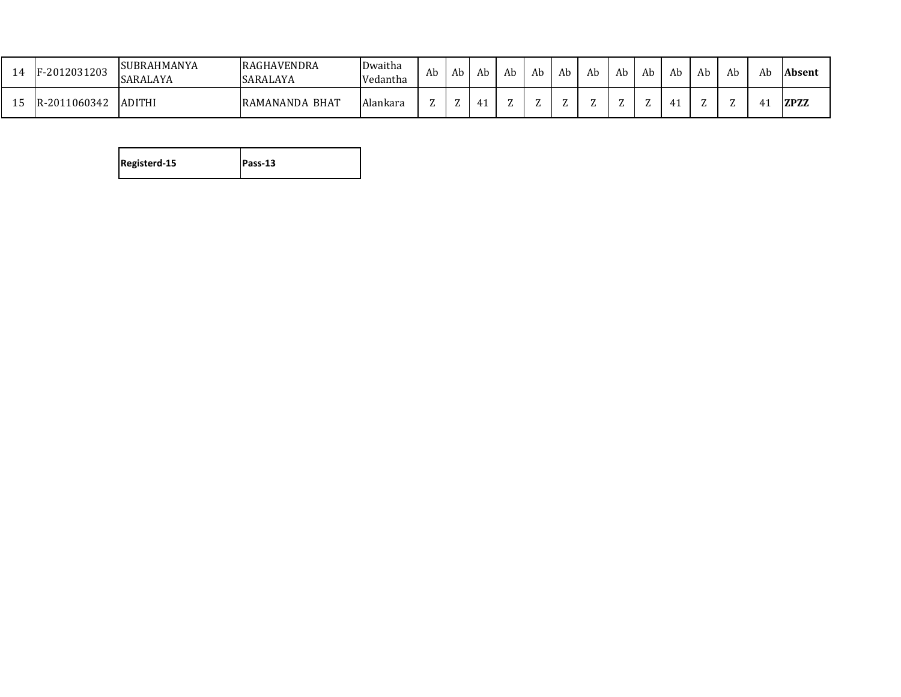| | | | | | | | | | | | | | | | | | | |
|---|---|---|---|---|---|---|---|---|---|---|---|---|---|---|---|---|---|---|
| 14 | F-2012031203 | SUBRAHMANYA SARALAYA | RAGHAVENDRA SARALAYA | Dwaitha Vedantha | Ab | Ab | Ab | Ab | Ab | Ab | Ab | Ab | Ab | Ab | Ab | Ab | Ab | **Absent** |
| 15 | R-2011060342 | ADITHI | RAMANANDA BHAT | Alankara | Z | Z | 41 | Z | Z | Z | Z | Z | Z | 41 | Z | Z | 41 | **ZPZZ** |

| | |
|---|---|
| **Registerd-15** | **Pass-13** |